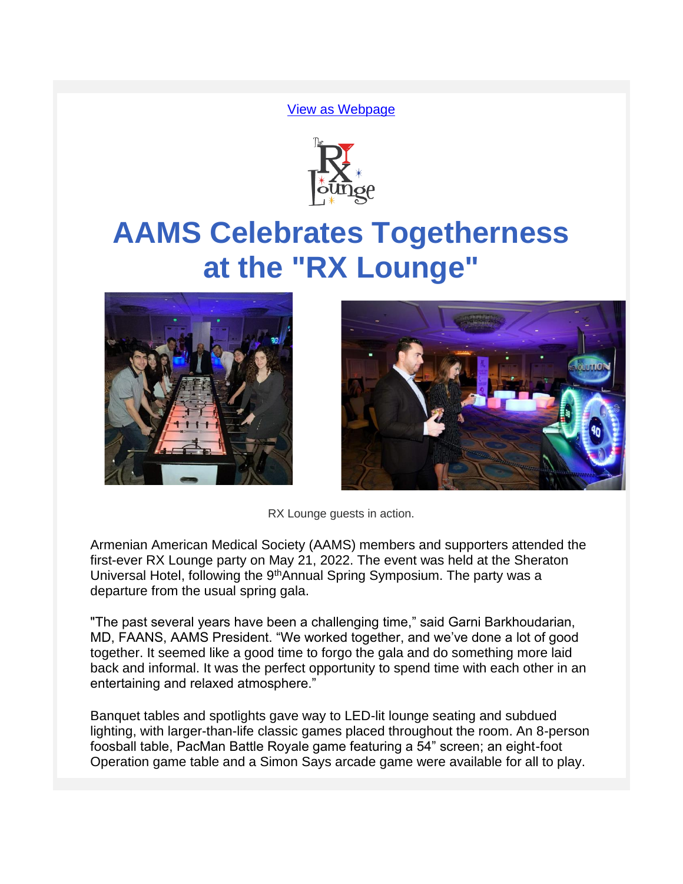View as Webpage

# AAMS Celebrates Togetherness at the "RX Lounge"

RX Lounge guests in action.

Armenian American Medical Society (AAMS) members and supporters attended the first-ever RX Lounge party on May 21, 2022. The event was held at the Sheraton Universal Hotel, following the 9th Annual Spring Symposium. The party was a departure from the usual spring gala.

"The past several years have been a challenging time," said Garni Barkhoudarian, MD, FAANS, AAMS President. "We worked together, and we've done a lot of good together. It seemed like a good time to forgo the gala and do something more laid back and informal. It was the perfect opportunity to spend time with each other in an entertaining and relaxed atmosphere."

Banquet tables and spotlights gave way to LED-lit lounge seating and subdued lighting, with larger-than-life classic games placed throughout the room. An 8-person foosball table, PacMan Battle Royale game featuring a 54" screen; an eight-foot Operation game table and a Simon Says arcade game were available for all to play.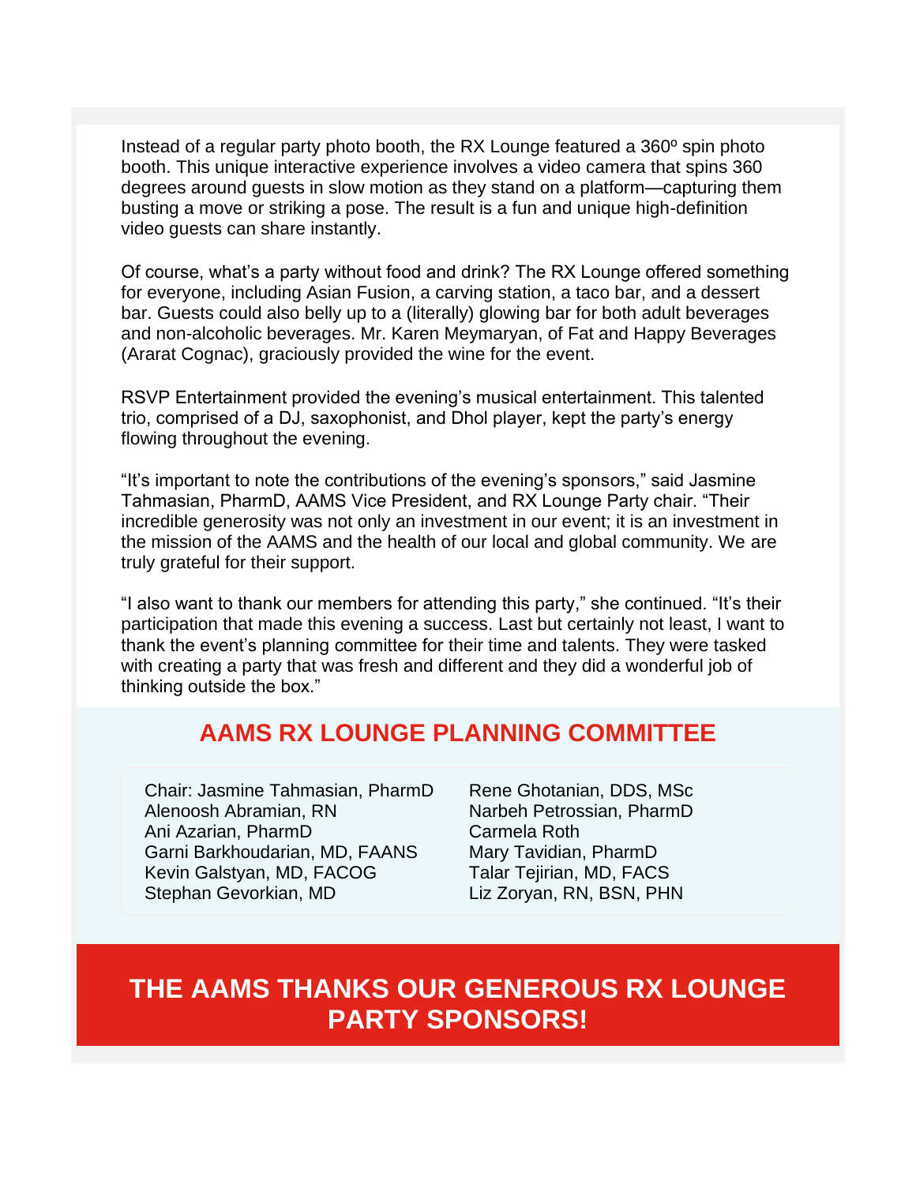Instead of a regular party photo booth, the RX Lounge featured a 360º spin photo booth. This unique interactive experience involves a video camera that spins 360 degrees around guests in slow motion as they stand on a platform—capturing them busting a move or striking a pose. The result is a fun and unique high-definition video guests can share instantly.

Of course, what's a party without food and drink? The RX Lounge offered something for everyone, including Asian Fusion, a carving station, a taco bar, and a dessert bar. Guests could also belly up to a (literally) glowing bar for both adult beverages and non-alcoholic beverages. Mr. Karen Meymaryan, of Fat and Happy Beverages (Ararat Cognac), graciously provided the wine for the event.

RSVP Entertainment provided the evening's musical entertainment. This talented trio, comprised of a DJ, saxophonist, and Dhol player, kept the party's energy flowing throughout the evening.

"It's important to note the contributions of the evening's sponsors," said Jasmine Tahmasian, PharmD, AAMS Vice President, and RX Lounge Party chair. "Their incredible generosity was not only an investment in our event; it is an investment in the mission of the AAMS and the health of our local and global community. We are truly grateful for their support.

"I also want to thank our members for attending this party," she continued. "It's their participation that made this evening a success. Last but certainly not least, I want to thank the event's planning committee for their time and talents. They were tasked with creating a party that was fresh and different and they did a wonderful job of thinking outside the box."

## AAMS RX LOUNGE PLANNING COMMITTEE

Chair: Jasmine Tahmasian, PharmD
Alenoosh Abramian, RN
Ani Azarian, PharmD
Garni Barkhoudarian, MD, FAANS
Kevin Galstyan, MD, FACOG
Stephan Gevorkian, MD
Rene Ghotanian, DDS, MSc
Narbeh Petrossian, PharmD
Carmela Roth
Mary Tavidian, PharmD
Talar Tejirian, MD, FACS
Liz Zoryan, RN, BSN, PHN

## THE AAMS THANKS OUR GENEROUS RX LOUNGE PARTY SPONSORS!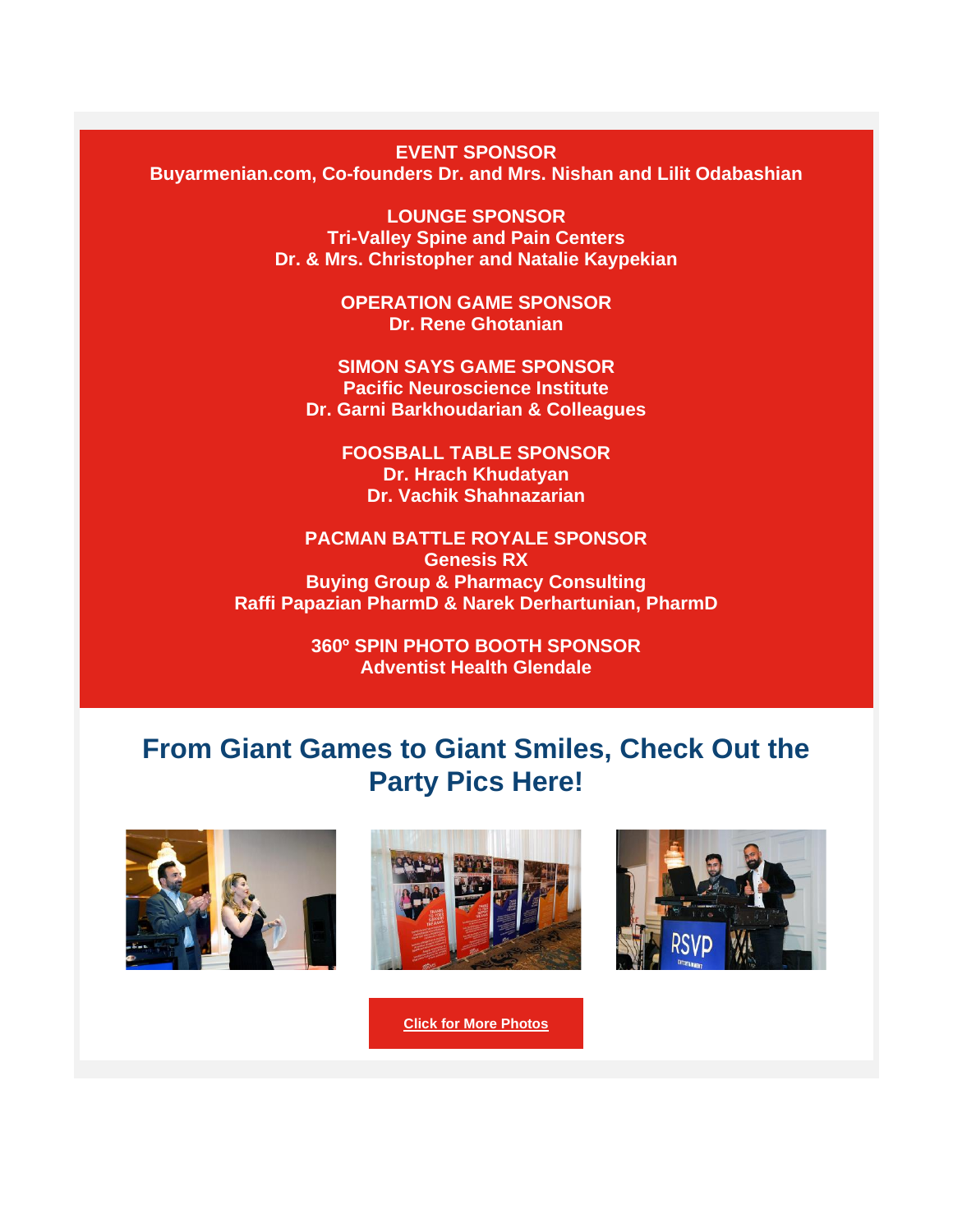**EVENT SPONSOR**
**Buyarmenian.com, Co-founders Dr. and Mrs. Nishan and Lilit Odabashian**

**LOUNGE SPONSOR**
**Tri-Valley Spine and Pain Centers**
**Dr. & Mrs. Christopher and Natalie Kaypekian**

**OPERATION GAME SPONSOR**
**Dr. Rene Ghotanian**

**SIMON SAYS GAME SPONSOR**
**Pacific Neuroscience Institute**
**Dr. Garni Barkhoudarian & Colleagues**

**FOOSBALL TABLE SPONSOR**
**Dr. Hrach Khudatyan**
**Dr. Vachik Shahnazarian**

**PACMAN BATTLE ROYALE SPONSOR**
**Genesis RX**
**Buying Group & Pharmacy Consulting**
**Raffi Papazian PharmD & Narek Derhartunian, PharmD**

**360º SPIN PHOTO BOOTH SPONSOR**
**Adventist Health Glendale**

## From Giant Games to Giant Smiles, Check Out the Party Pics Here!

**Click for More Photos**